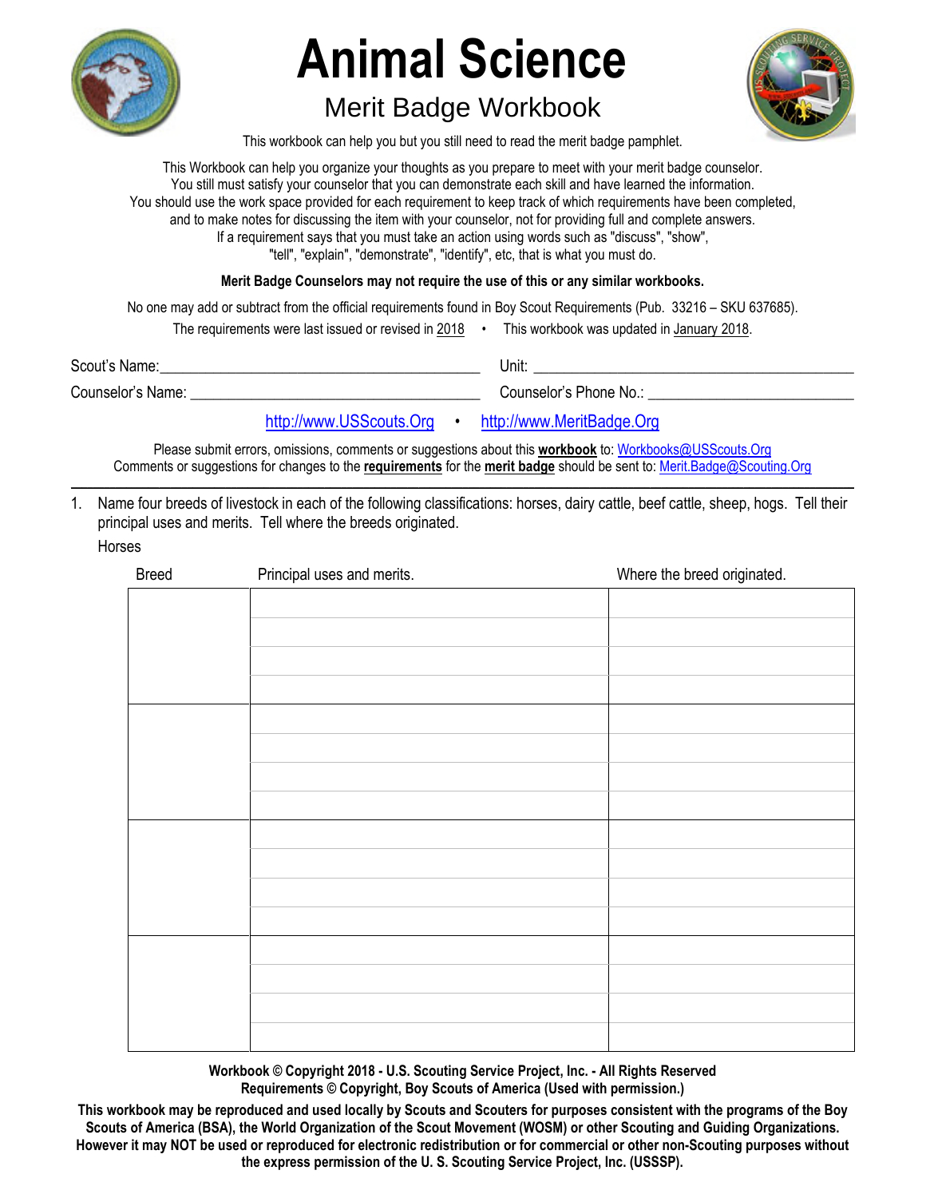# Animal Science

## Merit Badge Workbook

This workbook can help you but you still need to read the merit badge pamphlet.

This Workbook can help you organize your thoughts as you prepare to meet with your merit badge counselor.
You still must satisfy your counselor that you can demonstrate each skill and have learned the information.
You should use the work space provided for each requirement to keep track of which requirements have been completed,
and to make notes for discussing the item with your counselor, not for providing full and complete answers.
If a requirement says that you must take an action using words such as "discuss", "show",
"tell", "explain", "demonstrate", "identify", etc, that is what you must do.

**Merit Badge Counselors may not require the use of this or any similar workbooks.**

No one may add or subtract from the official requirements found in Boy Scout Requirements (Pub. 33216 – SKU 637685).

The requirements were last issued or revised in 2018 • This workbook was updated in January 2018.

Scout's Name:\_\_\_\_\_\_\_\_\_\_\_\_\_\_\_\_\_\_\_\_\_\_\_\_\_\_\_\_\_\_\_\_\_\_\_\_\_\_\_\_ Unit: \_\_\_\_\_\_\_\_\_\_\_\_\_\_\_\_\_\_\_\_\_\_\_\_\_\_\_\_\_\_\_\_\_\_\_\_\_\_\_\_

Counselor's Name: \_\_\_\_\_\_\_\_\_\_\_\_\_\_\_\_\_\_\_\_\_\_\_\_\_\_\_\_\_\_\_\_\_\_\_\_\_\_ Counselor's Phone No.: \_\_\_\_\_\_\_\_\_\_\_\_\_\_\_\_\_\_\_\_\_\_\_\_\_\_

http://www.USScouts.Org • http://www.MeritBadge.Org

Please submit errors, omissions, comments or suggestions about this **workbook** to: Workbooks@USScouts.Org
Comments or suggestions for changes to the **requirements** for the **merit badge** should be sent to: Merit.Badge@Scouting.Org

---

1. Name four breeds of livestock in each of the following classifications: horses, dairy cattle, beef cattle, sheep, hogs. Tell their principal uses and merits. Tell where the breeds originated.

Horses

| Breed | Principal uses and merits. | Where the breed originated. |
|---|---|---|
| | | |
| | | |
| | | |
| | | |
| | | |
| | | |
| | | |
| | | |
| | | |
| | | |
| | | |
| | | |
| | | |
| | | |
| | | |
| | | |

**Workbook © Copyright 2018 - U.S. Scouting Service Project, Inc. - All Rights Reserved**
**Requirements © Copyright, Boy Scouts of America (Used with permission.)**

**This workbook may be reproduced and used locally by Scouts and Scouters for purposes consistent with the programs of the Boy Scouts of America (BSA), the World Organization of the Scout Movement (WOSM) or other Scouting and Guiding Organizations. However it may NOT be used or reproduced for electronic redistribution or for commercial or other non-Scouting purposes without the express permission of the U. S. Scouting Service Project, Inc. (USSSP).**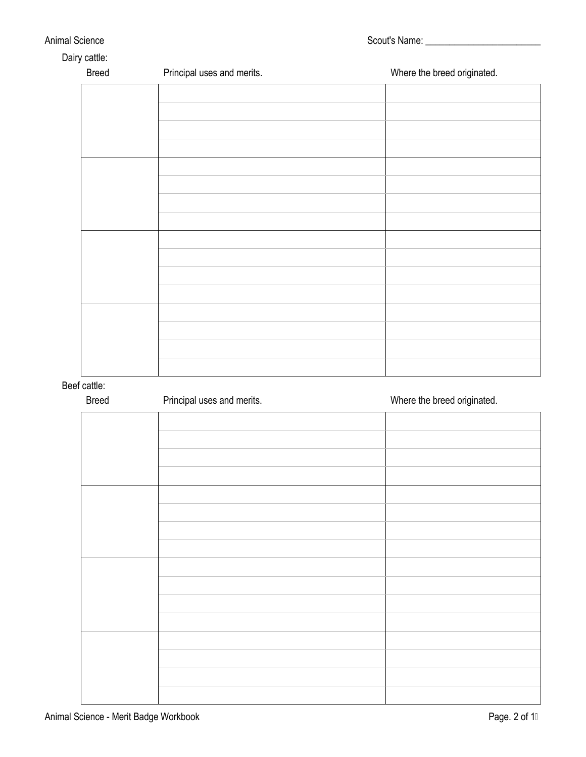Scout's Name: ________________________

Dairy cattle:

| Breed | Principal uses and merits. | Where the breed originated. |
|---|---|---|
| | | |
| | | |
| | | |
| | | |

Beef cattle:

| Breed | Principal uses and merits. | Where the breed originated. |
|---|---|---|
| | | |
| | | |
| | | |
| | | |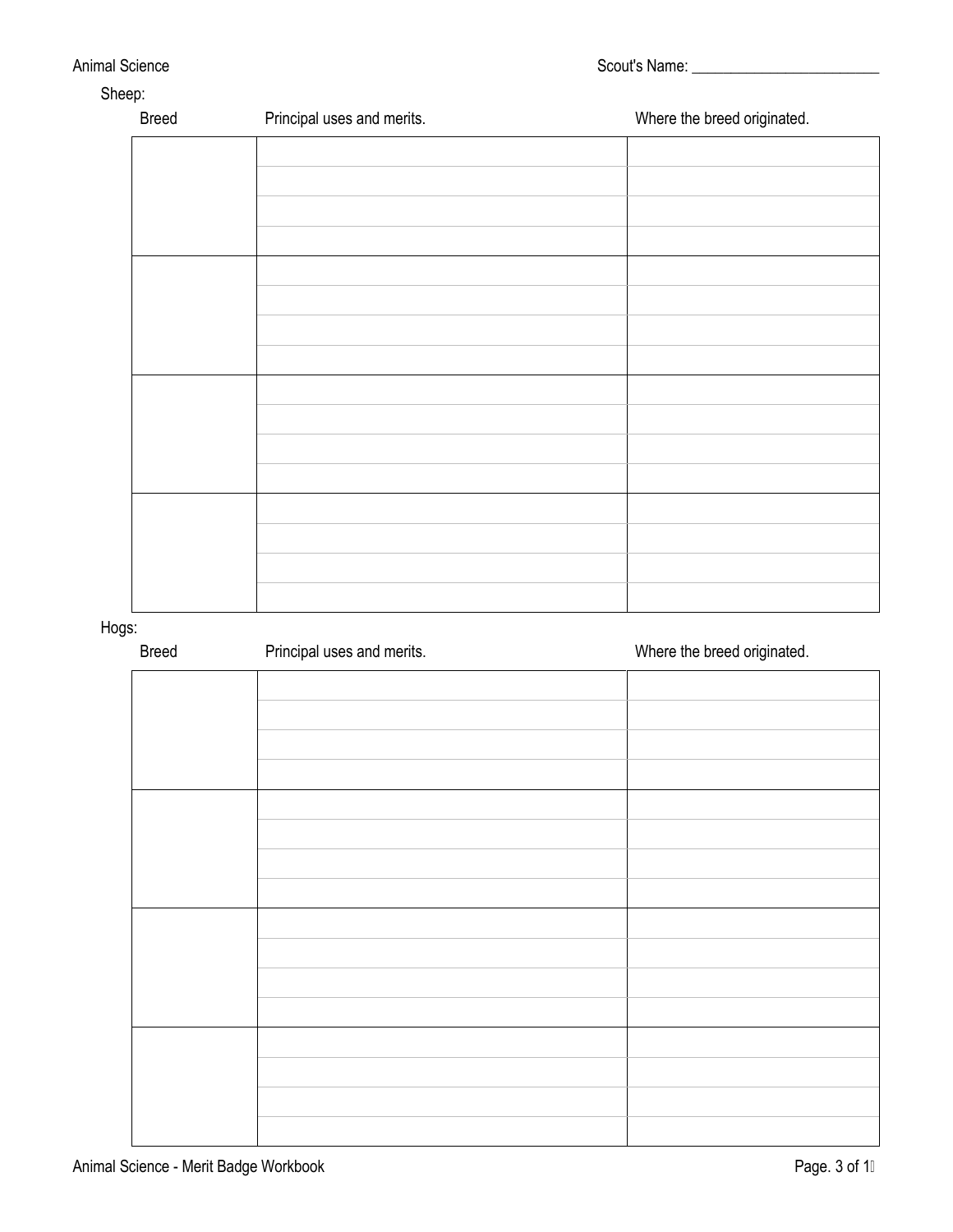Sheep:

| Breed | Principal uses and merits. | Where the breed originated. |
|---|---|---|
| | | |
| | | |
| | | |
| | | |

Hogs:

| Breed | Principal uses and merits. | Where the breed originated. |
|---|---|---|
| | | |
| | | |
| | | |
| | | |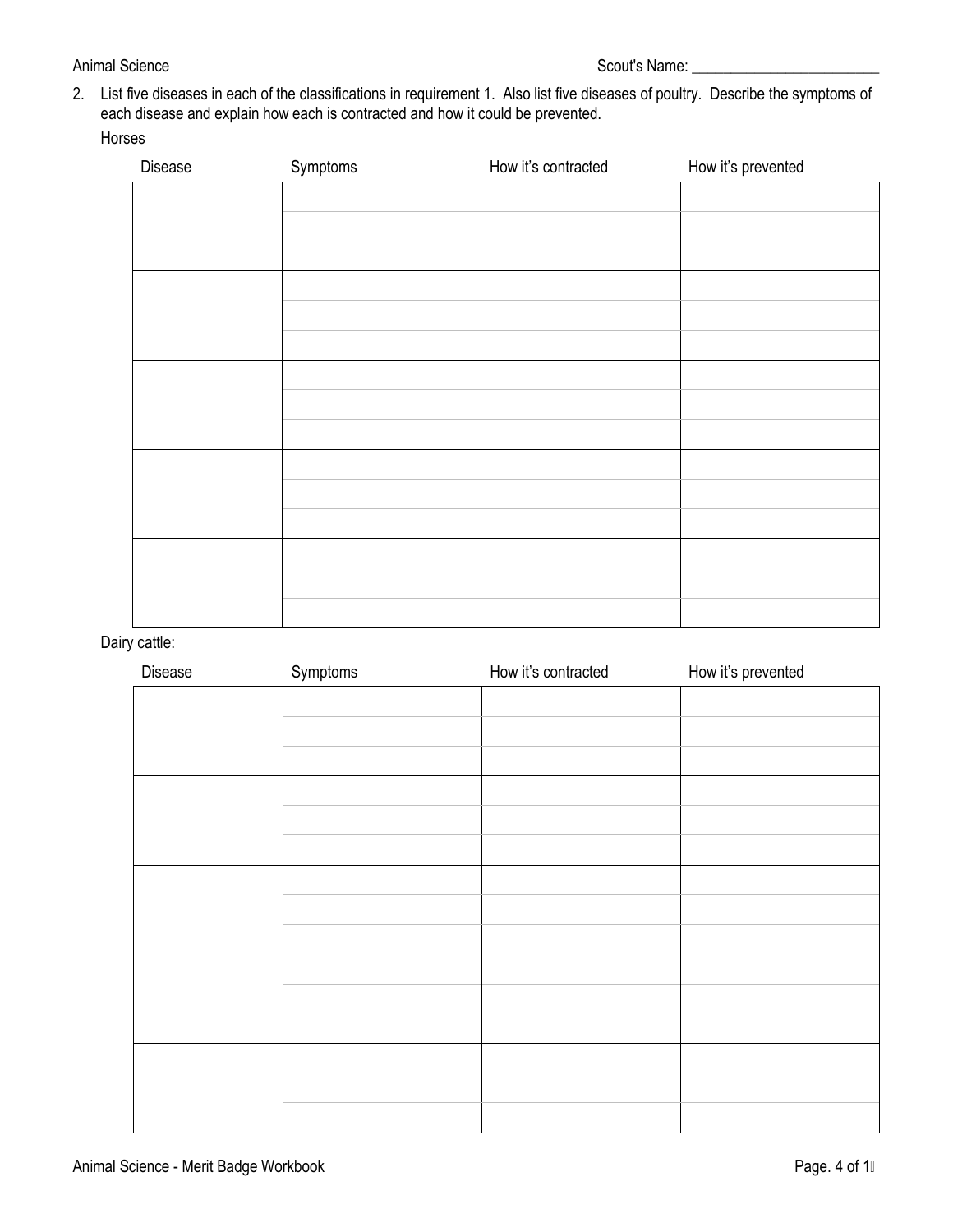2. List five diseases in each of the classifications in requirement 1. Also list five diseases of poultry. Describe the symptoms of each disease and explain how each is contracted and how it could be prevented.

Horses

| Disease | Symptoms | How it's contracted | How it's prevented |
|---|---|---|---|
| | | | |
| | | | |
| | | | |
| | | | |
| | | | |

Dairy cattle:

| Disease | Symptoms | How it's contracted | How it's prevented |
|---|---|---|---|
| | | | |
| | | | |
| | | | |
| | | | |
| | | | |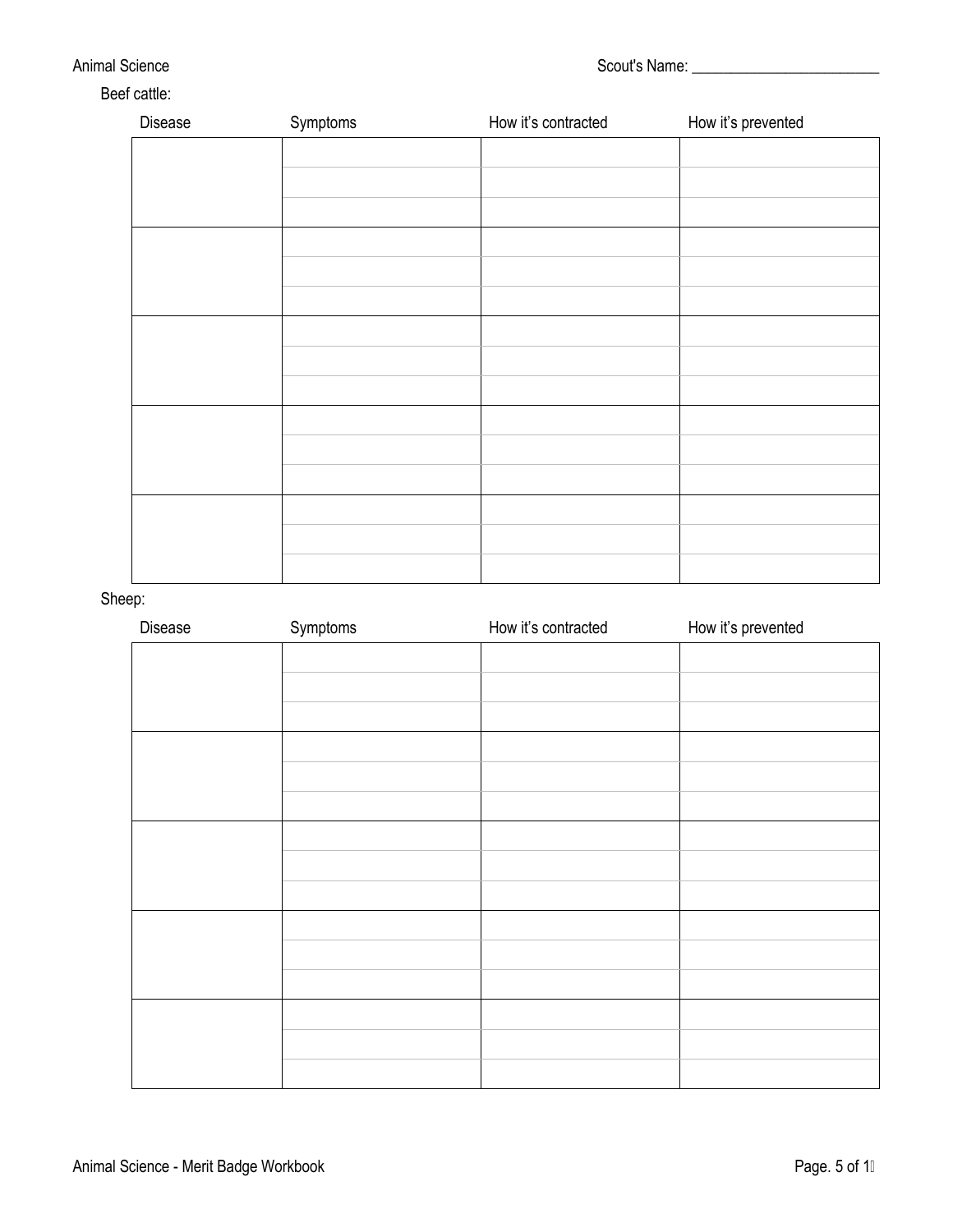Scout's Name: ________________________

Beef cattle:

| Disease | Symptoms | How it's contracted | How it's prevented |
|---|---|---|---|
| | | | |
| | | | |
| | | | |
| | | | |
| | | | |

Sheep:

| Disease | Symptoms | How it's contracted | How it's prevented |
|---|---|---|---|
| | | | |
| | | | |
| | | | |
| | | | |
| | | | |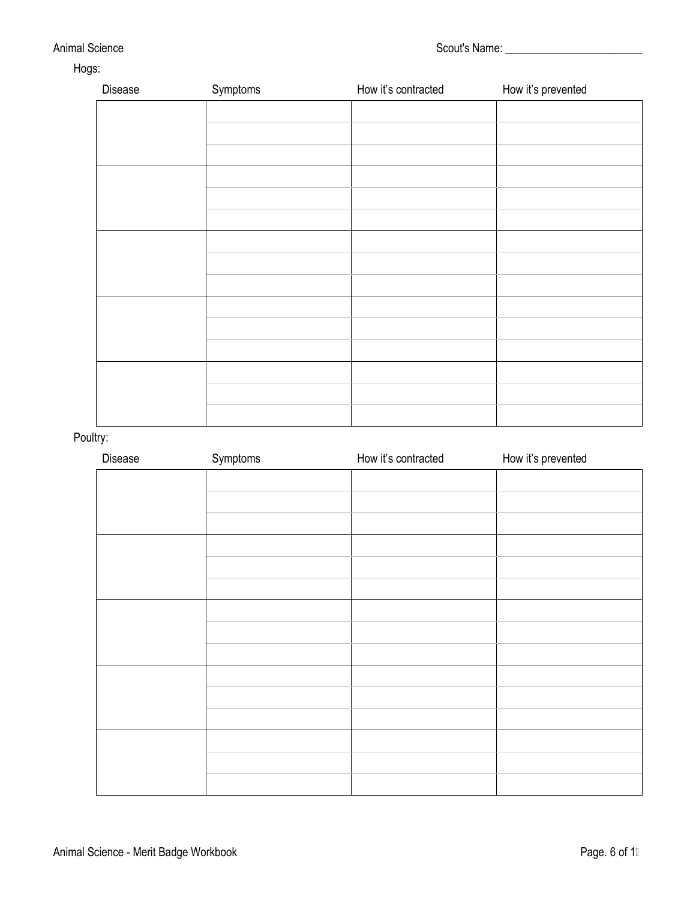Hogs:

| Disease | Symptoms | How it's contracted | How it's prevented |
| --- | --- | --- | --- |
| | | | |
| | | | |
| | | | |
| | | | |
| | | | |
| | | | |
| | | | |
| | | | |
| | | | |
| | | | |
| | | | |
| | | | |
| | | | |
| | | | |
| | | | |

Poultry:

| Disease | Symptoms | How it's contracted | How it's prevented |
| --- | --- | --- | --- |
| | | | |
| | | | |
| | | | |
| | | | |
| | | | |
| | | | |
| | | | |
| | | | |
| | | | |
| | | | |
| | | | |
| | | | |
| | | | |
| | | | |
| | | | |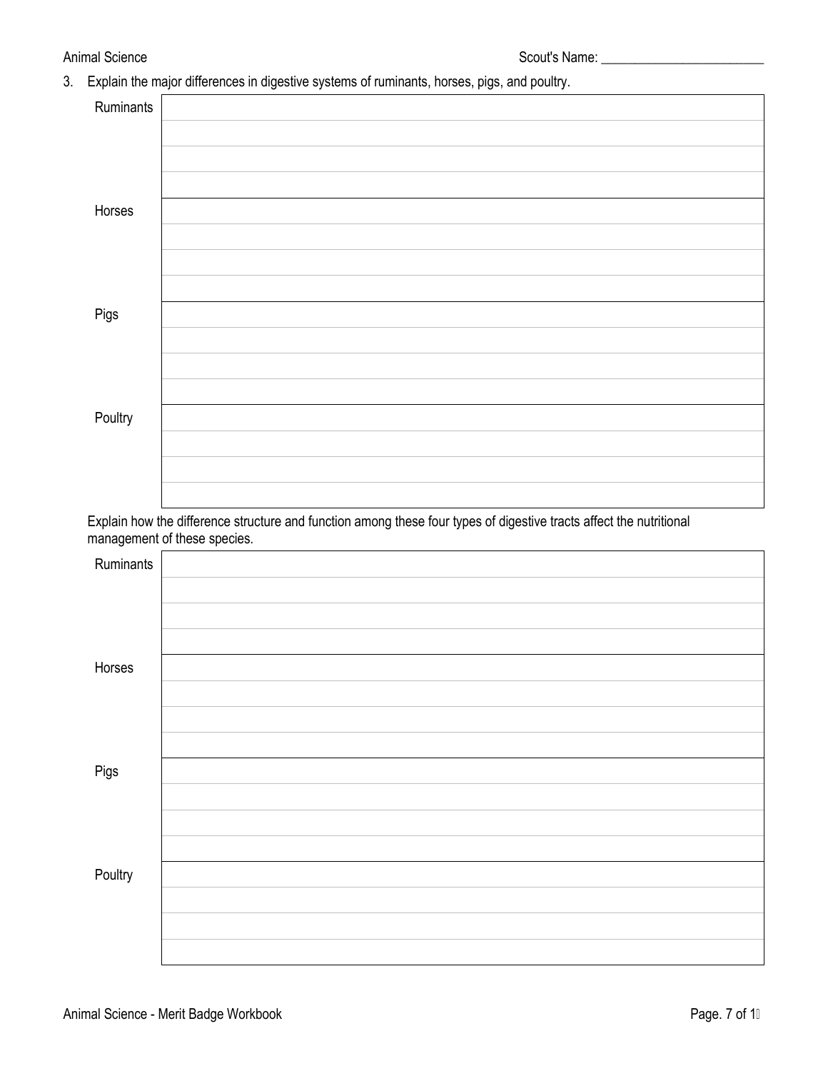3. Explain the major differences in digestive systems of ruminants, horses, pigs, and poultry.

| | |
|---|---|
| Ruminants | |
| Horses | |
| Pigs | |
| Poultry | |

Explain how the difference structure and function among these four types of digestive tracts affect the nutritional management of these species.

| | |
|---|---|
| Ruminants | |
| Horses | |
| Pigs | |
| Poultry | |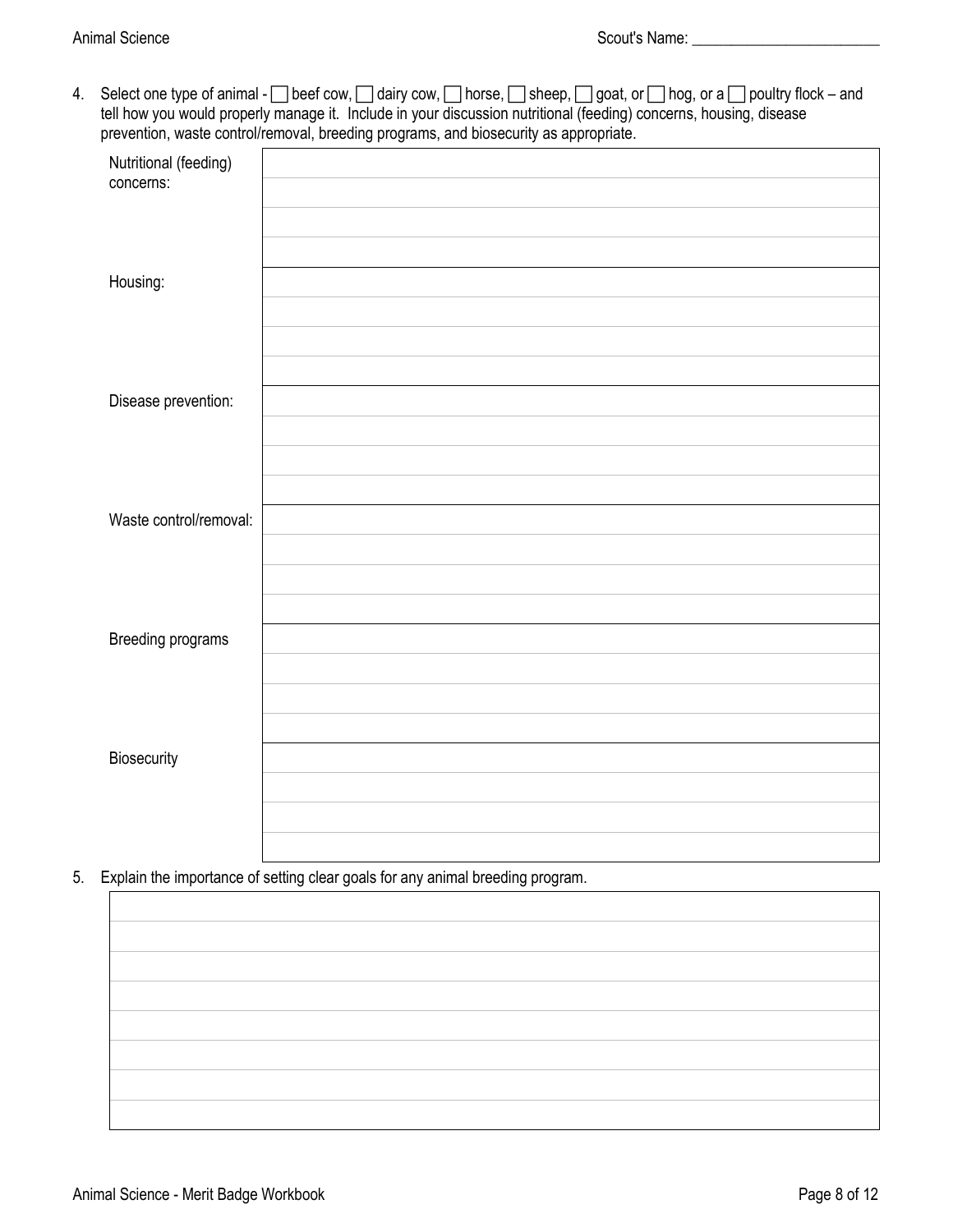4. Select one type of animal - ☐ beef cow, ☐ dairy cow, ☐ horse, ☐ sheep, ☐ goat, or ☐ hog, or a ☐ poultry flock – and tell how you would properly manage it. Include in your discussion nutritional (feeding) concerns, housing, disease prevention, waste control/removal, breeding programs, and biosecurity as appropriate.

| | |
|---|---|
| Nutritional (feeding) concerns: | |
| Housing: | |
| Disease prevention: | |
| Waste control/removal: | |
| Breeding programs | |
| Biosecurity | |

5. Explain the importance of setting clear goals for any animal breeding program.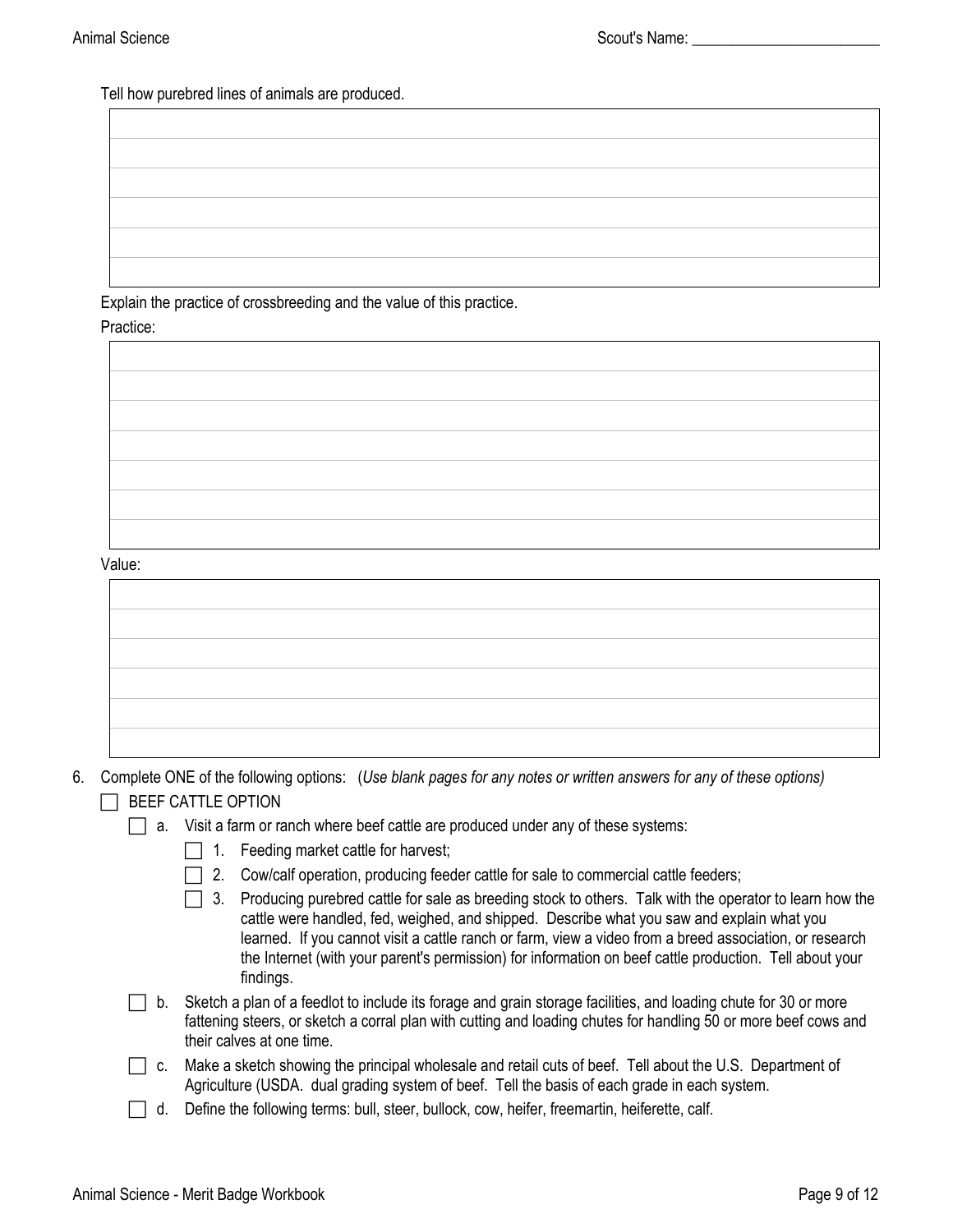Tell how purebred lines of animals are produced.

Explain the practice of crossbreeding and the value of this practice.

Practice:

Value:

6. Complete ONE of the following options: (*Use blank pages for any notes or written answers for any of these options)*

   ☐ BEEF CATTLE OPTION

   ☐ a. Visit a farm or ranch where beef cattle are produced under any of these systems:

   ☐ 1. Feeding market cattle for harvest;

   ☐ 2. Cow/calf operation, producing feeder cattle for sale to commercial cattle feeders;

   ☐ 3. Producing purebred cattle for sale as breeding stock to others. Talk with the operator to learn how the cattle were handled, fed, weighed, and shipped. Describe what you saw and explain what you learned. If you cannot visit a cattle ranch or farm, view a video from a breed association, or research the Internet (with your parent's permission) for information on beef cattle production. Tell about your findings.

   ☐ b. Sketch a plan of a feedlot to include its forage and grain storage facilities, and loading chute for 30 or more fattening steers, or sketch a corral plan with cutting and loading chutes for handling 50 or more beef cows and their calves at one time.

   ☐ c. Make a sketch showing the principal wholesale and retail cuts of beef. Tell about the U.S. Department of Agriculture (USDA. dual grading system of beef. Tell the basis of each grade in each system.

   ☐ d. Define the following terms: bull, steer, bullock, cow, heifer, freemartin, heiferette, calf.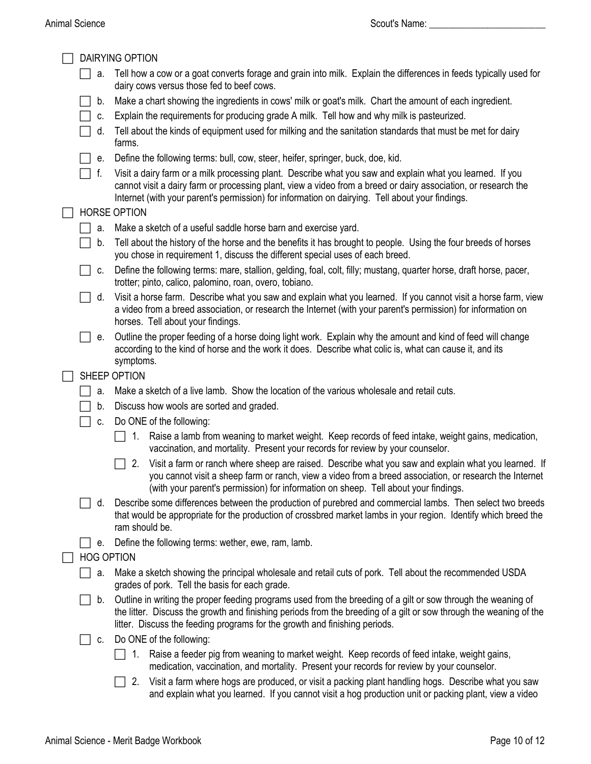- [ ] DAIRYING OPTION
  - [ ] a. Tell how a cow or a goat converts forage and grain into milk. Explain the differences in feeds typically used for dairy cows versus those fed to beef cows.
  - [ ] b. Make a chart showing the ingredients in cows' milk or goat's milk. Chart the amount of each ingredient.
  - [ ] c. Explain the requirements for producing grade A milk. Tell how and why milk is pasteurized.
  - [ ] d. Tell about the kinds of equipment used for milking and the sanitation standards that must be met for dairy farms.
  - [ ] e. Define the following terms: bull, cow, steer, heifer, springer, buck, doe, kid.
  - [ ] f. Visit a dairy farm or a milk processing plant. Describe what you saw and explain what you learned. If you cannot visit a dairy farm or processing plant, view a video from a breed or dairy association, or research the Internet (with your parent's permission) for information on dairying. Tell about your findings.
- [ ] HORSE OPTION
  - [ ] a. Make a sketch of a useful saddle horse barn and exercise yard.
  - [ ] b. Tell about the history of the horse and the benefits it has brought to people. Using the four breeds of horses you chose in requirement 1, discuss the different special uses of each breed.
  - [ ] c. Define the following terms: mare, stallion, gelding, foal, colt, filly; mustang, quarter horse, draft horse, pacer, trotter; pinto, calico, palomino, roan, overo, tobiano.
  - [ ] d. Visit a horse farm. Describe what you saw and explain what you learned. If you cannot visit a horse farm, view a video from a breed association, or research the Internet (with your parent's permission) for information on horses. Tell about your findings.
  - [ ] e. Outline the proper feeding of a horse doing light work. Explain why the amount and kind of feed will change according to the kind of horse and the work it does. Describe what colic is, what can cause it, and its symptoms.
- [ ] SHEEP OPTION
  - [ ] a. Make a sketch of a live lamb. Show the location of the various wholesale and retail cuts.
  - [ ] b. Discuss how wools are sorted and graded.
  - [ ] c. Do ONE of the following:
    - [ ] 1. Raise a lamb from weaning to market weight. Keep records of feed intake, weight gains, medication, vaccination, and mortality. Present your records for review by your counselor.
    - [ ] 2. Visit a farm or ranch where sheep are raised. Describe what you saw and explain what you learned. If you cannot visit a sheep farm or ranch, view a video from a breed association, or research the Internet (with your parent's permission) for information on sheep. Tell about your findings.
  - [ ] d. Describe some differences between the production of purebred and commercial lambs. Then select two breeds that would be appropriate for the production of crossbred market lambs in your region. Identify which breed the ram should be.
  - [ ] e. Define the following terms: wether, ewe, ram, lamb.
- [ ] HOG OPTION
  - [ ] a. Make a sketch showing the principal wholesale and retail cuts of pork. Tell about the recommended USDA grades of pork. Tell the basis for each grade.
  - [ ] b. Outline in writing the proper feeding programs used from the breeding of a gilt or sow through the weaning of the litter. Discuss the growth and finishing periods from the breeding of a gilt or sow through the weaning of the litter. Discuss the feeding programs for the growth and finishing periods.
  - [ ] c. Do ONE of the following:
    - [ ] 1. Raise a feeder pig from weaning to market weight. Keep records of feed intake, weight gains, medication, vaccination, and mortality. Present your records for review by your counselor.
    - [ ] 2. Visit a farm where hogs are produced, or visit a packing plant handling hogs. Describe what you saw and explain what you learned. If you cannot visit a hog production unit or packing plant, view a video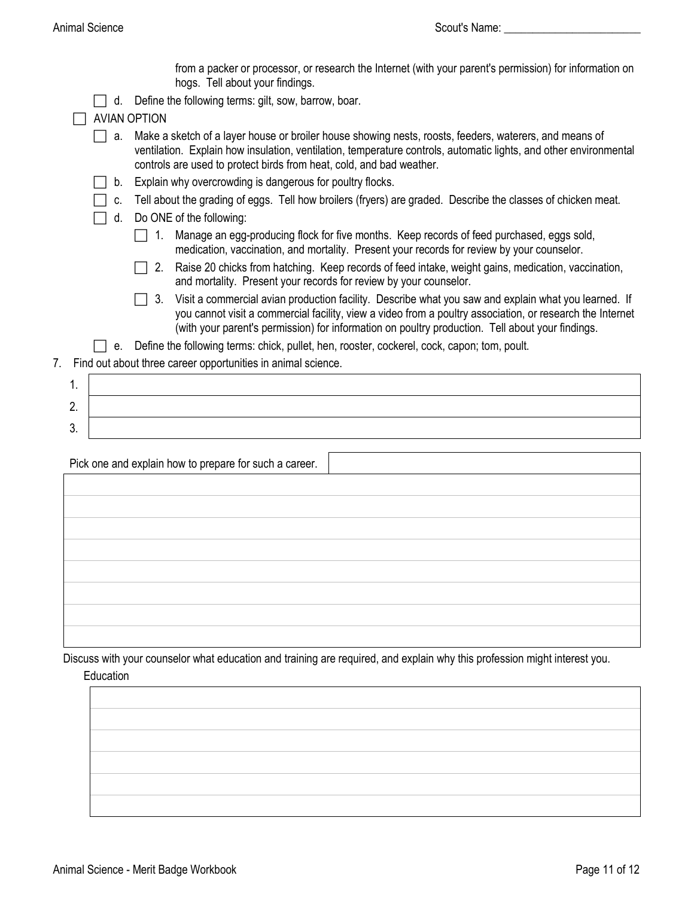Scout's Name: ________________________

from a packer or processor, or research the Internet (with your parent's permission) for information on hogs. Tell about your findings.

- [ ] d. Define the following terms: gilt, sow, barrow, boar.

- [ ] AVIAN OPTION
  - [ ] a. Make a sketch of a layer house or broiler house showing nests, roosts, feeders, waterers, and means of ventilation. Explain how insulation, ventilation, temperature controls, automatic lights, and other environmental controls are used to protect birds from heat, cold, and bad weather.
  - [ ] b. Explain why overcrowding is dangerous for poultry flocks.
  - [ ] c. Tell about the grading of eggs. Tell how broilers (fryers) are graded. Describe the classes of chicken meat.
  - [ ] d. Do ONE of the following:
    - [ ] 1. Manage an egg-producing flock for five months. Keep records of feed purchased, eggs sold, medication, vaccination, and mortality. Present your records for review by your counselor.
    - [ ] 2. Raise 20 chicks from hatching. Keep records of feed intake, weight gains, medication, vaccination, and mortality. Present your records for review by your counselor.
    - [ ] 3. Visit a commercial avian production facility. Describe what you saw and explain what you learned. If you cannot visit a commercial facility, view a video from a poultry association, or research the Internet (with your parent's permission) for information on poultry production. Tell about your findings.
  - [ ] e. Define the following terms: chick, pullet, hen, rooster, cockerel, cock, capon; tom, poult.

7. Find out about three career opportunities in animal science.

| | |
|---|---|
| 1. | |
| 2. | |
| 3. | |

Pick one and explain how to prepare for such a career. ____________________

Discuss with your counselor what education and training are required, and explain why this profession might interest you.

Education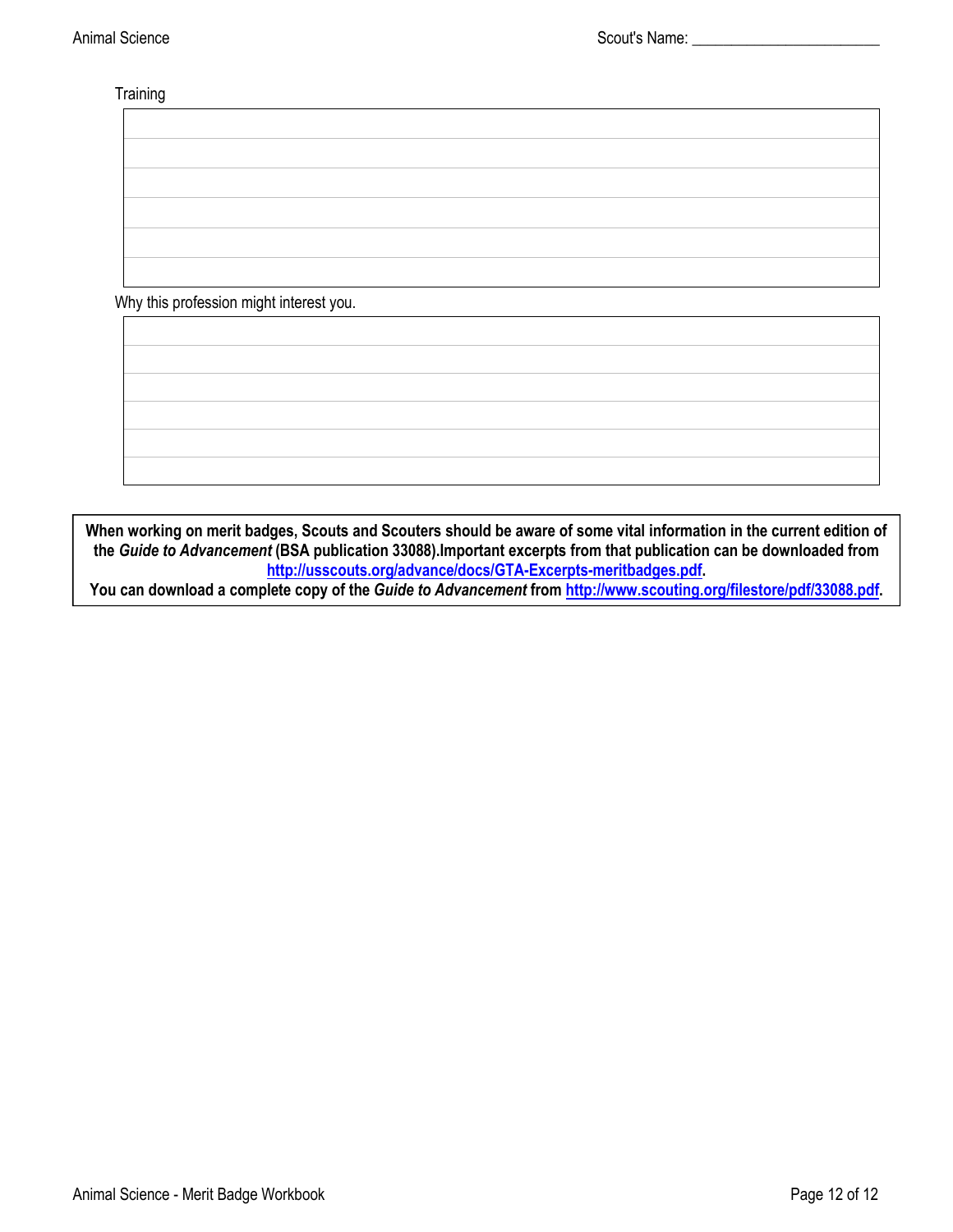Training

| |
|---|
| |
| |
| |
| |
| |
| |

Why this profession might interest you.

| |
|---|
| |
| |
| |
| |
| |
| |

**When working on merit badges, Scouts and Scouters should be aware of some vital information in the current edition of the *Guide to Advancement* (BSA publication 33088).Important excerpts from that publication can be downloaded from [http://usscouts.org/advance/docs/GTA-Excerpts-meritbadges.pdf](http://usscouts.org/advance/docs/GTA-Excerpts-meritbadges.pdf).**
**You can download a complete copy of the *Guide to Advancement* from [http://www.scouting.org/filestore/pdf/33088.pdf](http://www.scouting.org/filestore/pdf/33088.pdf).**